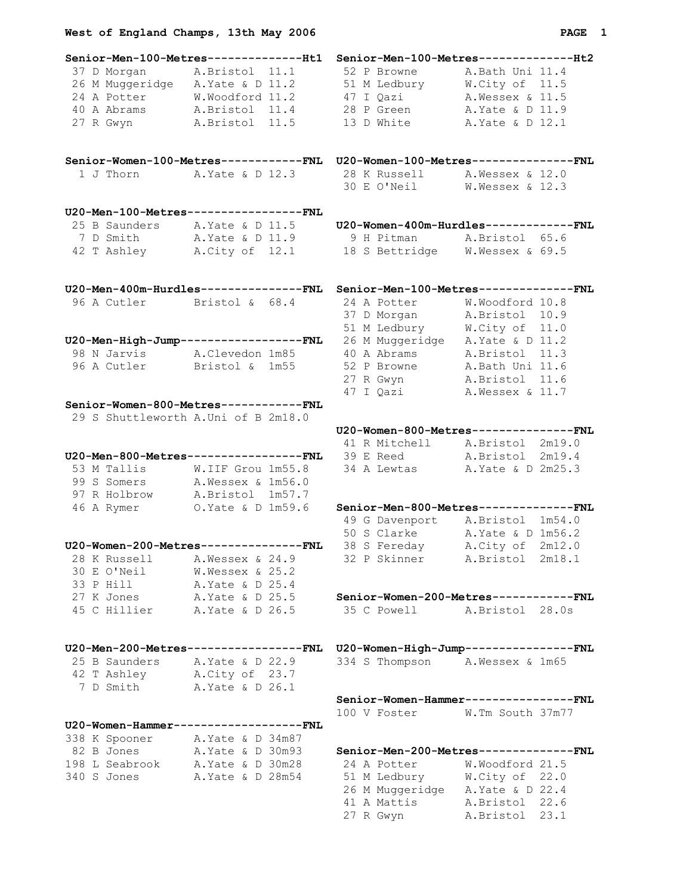# West of England Champs, 13th May 2006

### Senior-Men-100-Metres--------------Ht1

| No | Name | Club | Perf |
|---|---|---|---|
| 37 | D Morgan | A.Bristol | 11.1 |
| 26 | M Muggeridge | A.Yate & D | 11.2 |
| 24 | A Potter | W.Woodford | 11.2 |
| 40 | A Abrams | A.Bristol | 11.4 |
| 27 | R Gwyn | A.Bristol | 11.5 |

### Senior-Men-100-Metres--------------Ht2

| No | Name | Club | Perf |
|---|---|---|---|
| 52 | P Browne | A.Bath Uni | 11.4 |
| 51 | M Ledbury | W.City of | 11.5 |
| 47 | I Qazi | A.Wessex & | 11.5 |
| 28 | P Green | A.Yate & D | 11.9 |
| 13 | D White | A.Yate & D | 12.1 |

### Senior-Women-100-Metres------------FNL

| No | Name | Club | Perf |
|---|---|---|---|
| 1 | J Thorn | A.Yate & D | 12.3 |

### U20-Women-100-Metres---------------FNL

| No | Name | Club | Perf |
|---|---|---|---|
| 28 | K Russell | A.Wessex & | 12.0 |
| 30 | E O'Neil | W.Wessex & | 12.3 |

### U20-Men-100-Metres-----------------FNL

| No | Name | Club | Perf |
|---|---|---|---|
| 25 | B Saunders | A.Yate & D | 11.5 |
| 7 | D Smith | A.Yate & D | 11.9 |
| 42 | T Ashley | A.City of | 12.1 |

### U20-Women-400m-Hurdles-------------FNL

| No | Name | Club | Perf |
|---|---|---|---|
| 9 | H Pitman | A.Bristol | 65.6 |
| 18 | S Bettridge | W.Wessex & | 69.5 |

### U20-Men-400m-Hurdles---------------FNL

| No | Name | Club | Perf |
|---|---|---|---|
| 96 | A Cutler | Bristol & | 68.4 |

### Senior-Men-100-Metres--------------FNL

| No | Name | Club | Perf |
|---|---|---|---|
| 24 | A Potter | W.Woodford | 10.8 |
| 37 | D Morgan | A.Bristol | 10.9 |
| 51 | M Ledbury | W.City of | 11.0 |
| 26 | M Muggeridge | A.Yate & D | 11.2 |
| 40 | A Abrams | A.Bristol | 11.3 |
| 52 | P Browne | A.Bath Uni | 11.6 |
| 27 | R Gwyn | A.Bristol | 11.6 |
| 47 | I Qazi | A.Wessex & | 11.7 |

### U20-Men-High-Jump------------------FNL

| No | Name | Club | Perf |
|---|---|---|---|
| 98 | N Jarvis | A.Clevedon | 1m85 |
| 96 | A Cutler | Bristol & | 1m55 |

### Senior-Women-800-Metres------------FNL

| No | Name | Club | Perf |
|---|---|---|---|
| 29 | S Shuttleworth | A.Uni of B | 2m18.0 |

### U20-Women-800-Metres---------------FNL

| No | Name | Club | Perf |
|---|---|---|---|
| 41 | R Mitchell | A.Bristol | 2m19.0 |
| 39 | E Reed | A.Bristol | 2m19.4 |
| 34 | A Lewtas | A.Yate & D | 2m25.3 |

### U20-Men-800-Metres-----------------FNL

| No | Name | Club | Perf |
|---|---|---|---|
| 53 | M Tallis | W.IIF Grou | 1m55.8 |
| 99 | S Somers | A.Wessex & | 1m56.0 |
| 97 | R Holbrow | A.Bristol | 1m57.7 |
| 46 | A Rymer | O.Yate & D | 1m59.6 |

### Senior-Men-800-Metres--------------FNL

| No | Name | Club | Perf |
|---|---|---|---|
| 49 | G Davenport | A.Bristol | 1m54.0 |
| 50 | S Clarke | A.Yate & D | 1m56.2 |
| 38 | S Fereday | A.City of | 2m12.0 |
| 32 | P Skinner | A.Bristol | 2m18.1 |

### U20-Women-200-Metres---------------FNL

| No | Name | Club | Perf |
|---|---|---|---|
| 28 | K Russell | A.Wessex & | 24.9 |
| 30 | E O'Neil | W.Wessex & | 25.2 |
| 33 | P Hill | A.Yate & D | 25.4 |
| 27 | K Jones | A.Yate & D | 25.5 |
| 45 | C Hillier | A.Yate & D | 26.5 |

### Senior-Women-200-Metres------------FNL

| No | Name | Club | Perf |
|---|---|---|---|
| 35 | C Powell | A.Bristol | 28.0s |

### U20-Men-200-Metres-----------------FNL

| No | Name | Club | Perf |
|---|---|---|---|
| 25 | B Saunders | A.Yate & D | 22.9 |
| 42 | T Ashley | A.City of | 23.7 |
| 7 | D Smith | A.Yate & D | 26.1 |

### U20-Women-High-Jump----------------FNL

| No | Name | Club | Perf |
|---|---|---|---|
| 334 | S Thompson | A.Wessex & | 1m65 |

### Senior-Women-Hammer----------------FNL

| No | Name | Club | Perf |
|---|---|---|---|
| 100 | V Foster | W.Tm South | 37m77 |

### U20-Women-Hammer-------------------FNL

| No | Name | Club | Perf |
|---|---|---|---|
| 338 | K Spooner | A.Yate & D | 34m87 |
| 82 | B Jones | A.Yate & D | 30m93 |
| 198 | L Seabrook | A.Yate & D | 30m28 |
| 340 | S Jones | A.Yate & D | 28m54 |

### Senior-Men-200-Metres--------------FNL

| No | Name | Club | Perf |
|---|---|---|---|
| 24 | A Potter | W.Woodford | 21.5 |
| 51 | M Ledbury | W.City of | 22.0 |
| 26 | M Muggeridge | A.Yate & D | 22.4 |
| 41 | A Mattis | A.Bristol | 22.6 |
| 27 | R Gwyn | A.Bristol | 23.1 |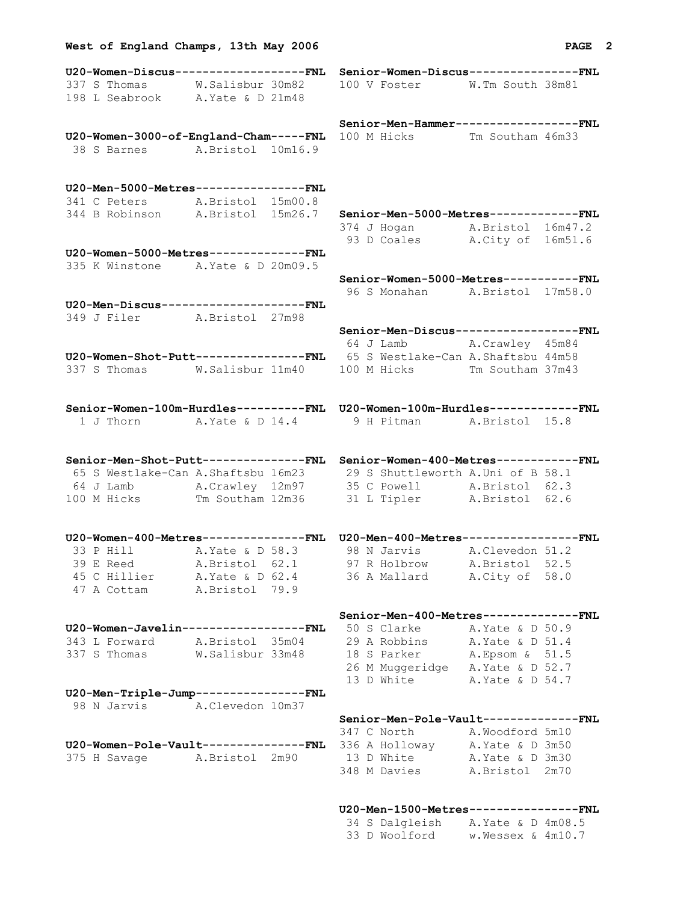## West of England Champs, 13th May 2006

**U20-Women-Discus-------------------FNL**

| | | |
|---|---|---|
| 337 S Thomas | W.Salisbur | 30m82 |
| 198 L Seabrook | A.Yate & D | 21m48 |

**U20-Women-3000-of-England-Cham-----FNL**

| | | |
|---|---|---|
| 38 S Barnes | A.Bristol | 10m16.9 |

**U20-Men-5000-Metres----------------FNL**

| | | |
|---|---|---|
| 341 C Peters | A.Bristol | 15m00.8 |
| 344 B Robinson | A.Bristol | 15m26.7 |

**U20-Women-5000-Metres--------------FNL**

| | | |
|---|---|---|
| 335 K Winstone | A.Yate & D | 20m09.5 |

**U20-Men-Discus---------------------FNL**

| | | |
|---|---|---|
| 349 J Filer | A.Bristol | 27m98 |

**U20-Women-Shot-Putt----------------FNL**

| | | |
|---|---|---|
| 337 S Thomas | W.Salisbur | 11m40 |

**Senior-Women-100m-Hurdles----------FNL**

| | | |
|---|---|---|
| 1 J Thorn | A.Yate & D | 14.4 |

**Senior-Men-Shot-Putt---------------FNL**

| | | |
|---|---|---|
| 65 S Westlake-Can | A.Shaftsbu | 16m23 |
| 64 J Lamb | A.Crawley | 12m97 |
| 100 M Hicks | Tm Southam | 12m36 |

**U20-Women-400-Metres---------------FNL**

| | | |
|---|---|---|
| 33 P Hill | A.Yate & D | 58.3 |
| 39 E Reed | A.Bristol | 62.1 |
| 45 C Hillier | A.Yate & D | 62.4 |
| 47 A Cottam | A.Bristol | 79.9 |

**U20-Women-Javelin------------------FNL**

| | | |
|---|---|---|
| 343 L Forward | A.Bristol | 35m04 |
| 337 S Thomas | W.Salisbur | 33m48 |

**U20-Men-Triple-Jump----------------FNL**

| | | |
|---|---|---|
| 98 N Jarvis | A.Clevedon | 10m37 |

**U20-Women-Pole-Vault---------------FNL**

| | | |
|---|---|---|
| 375 H Savage | A.Bristol | 2m90 |

**Senior-Women-Discus----------------FNL**

| | | |
|---|---|---|
| 100 V Foster | W.Tm South | 38m81 |

**Senior-Men-Hammer------------------FNL**

| | | |
|---|---|---|
| 100 M Hicks | Tm Southam | 46m33 |

**Senior-Men-5000-Metres-------------FNL**

| | | |
|---|---|---|
| 374 J Hogan | A.Bristol | 16m47.2 |
| 93 D Coales | A.City of | 16m51.6 |

**Senior-Women-5000-Metres-----------FNL**

| | | |
|---|---|---|
| 96 S Monahan | A.Bristol | 17m58.0 |

**Senior-Men-Discus------------------FNL**

| | | |
|---|---|---|
| 64 J Lamb | A.Crawley | 45m84 |
| 65 S Westlake-Can | A.Shaftsbu | 44m58 |
| 100 M Hicks | Tm Southam | 37m43 |

**U20-Women-100m-Hurdles-------------FNL**

| | | |
|---|---|---|
| 9 H Pitman | A.Bristol | 15.8 |

**Senior-Women-400-Metres------------FNL**

| | | |
|---|---|---|
| 29 S Shuttleworth | A.Uni of B | 58.1 |
| 35 C Powell | A.Bristol | 62.3 |
| 31 L Tipler | A.Bristol | 62.6 |

**U20-Men-400-Metres-----------------FNL**

| | | |
|---|---|---|
| 98 N Jarvis | A.Clevedon | 51.2 |
| 97 R Holbrow | A.Bristol | 52.5 |
| 36 A Mallard | A.City of | 58.0 |

**Senior-Men-400-Metres--------------FNL**

| | | |
|---|---|---|
| 50 S Clarke | A.Yate & D | 50.9 |
| 29 A Robbins | A.Yate & D | 51.4 |
| 18 S Parker | A.Epsom & | 51.5 |
| 26 M Muggeridge | A.Yate & D | 52.7 |
| 13 D White | A.Yate & D | 54.7 |

**Senior-Men-Pole-Vault--------------FNL**

| | | |
|---|---|---|
| 347 C North | A.Woodford | 5m10 |
| 336 A Holloway | A.Yate & D | 3m50 |
| 13 D White | A.Yate & D | 3m30 |
| 348 M Davies | A.Bristol | 2m70 |

**U20-Men-1500-Metres----------------FNL**

| | | |
|---|---|---|
| 34 S Dalgleish | A.Yate & D | 4m08.5 |
| 33 D Woolford | w.Wessex & | 4m10.7 |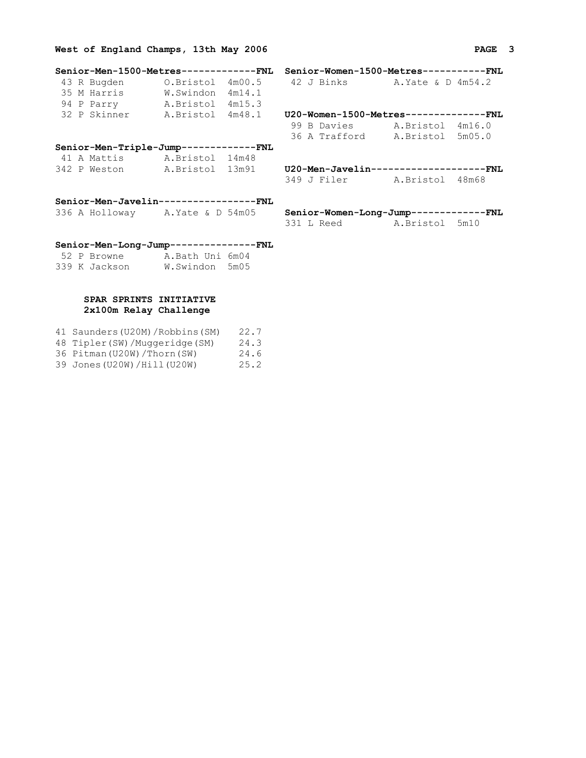### Senior-Men-1500-Metres-------------FNL

| | | |
|---|---|---|
| 43 R Bugden | O.Bristol | 4m00.5 |
| 35 M Harris | W.Swindon | 4m14.1 |
| 94 P Parry | A.Bristol | 4m15.3 |
| 32 P Skinner | A.Bristol | 4m48.1 |

### Senior-Men-Triple-Jump-------------FNL

| | | |
|---|---|---|
| 41 A Mattis | A.Bristol | 14m48 |
| 342 P Weston | A.Bristol | 13m91 |

### Senior-Men-Javelin-----------------FNL

| | | |
|---|---|---|
| 336 A Holloway | A.Yate & D | 54m05 |

### Senior-Men-Long-Jump---------------FNL

| | | |
|---|---|---|
| 52 P Browne | A.Bath Uni | 6m04 |
| 339 K Jackson | W.Swindon | 5m05 |

### SPAR SPRINTS INITIATIVE
### 2x100m Relay Challenge

| | |
|---|---|
| 41 Saunders(U20M)/Robbins(SM) | 22.7 |
| 48 Tipler(SW)/Muggeridge(SM) | 24.3 |
| 36 Pitman(U20W)/Thorn(SW) | 24.6 |
| 39 Jones(U20W)/Hill(U20W) | 25.2 |

### Senior-Women-1500-Metres-----------FNL

| | | |
|---|---|---|
| 42 J Binks | A.Yate & D | 4m54.2 |

### U20-Women-1500-Metres--------------FNL

| | | |
|---|---|---|
| 99 B Davies | A.Bristol | 4m16.0 |
| 36 A Trafford | A.Bristol | 5m05.0 |

### U20-Men-Javelin--------------------FNL

| | | |
|---|---|---|
| 349 J Filer | A.Bristol | 48m68 |

### Senior-Women-Long-Jump-------------FNL

| | | |
|---|---|---|
| 331 L Reed | A.Bristol | 5m10 |